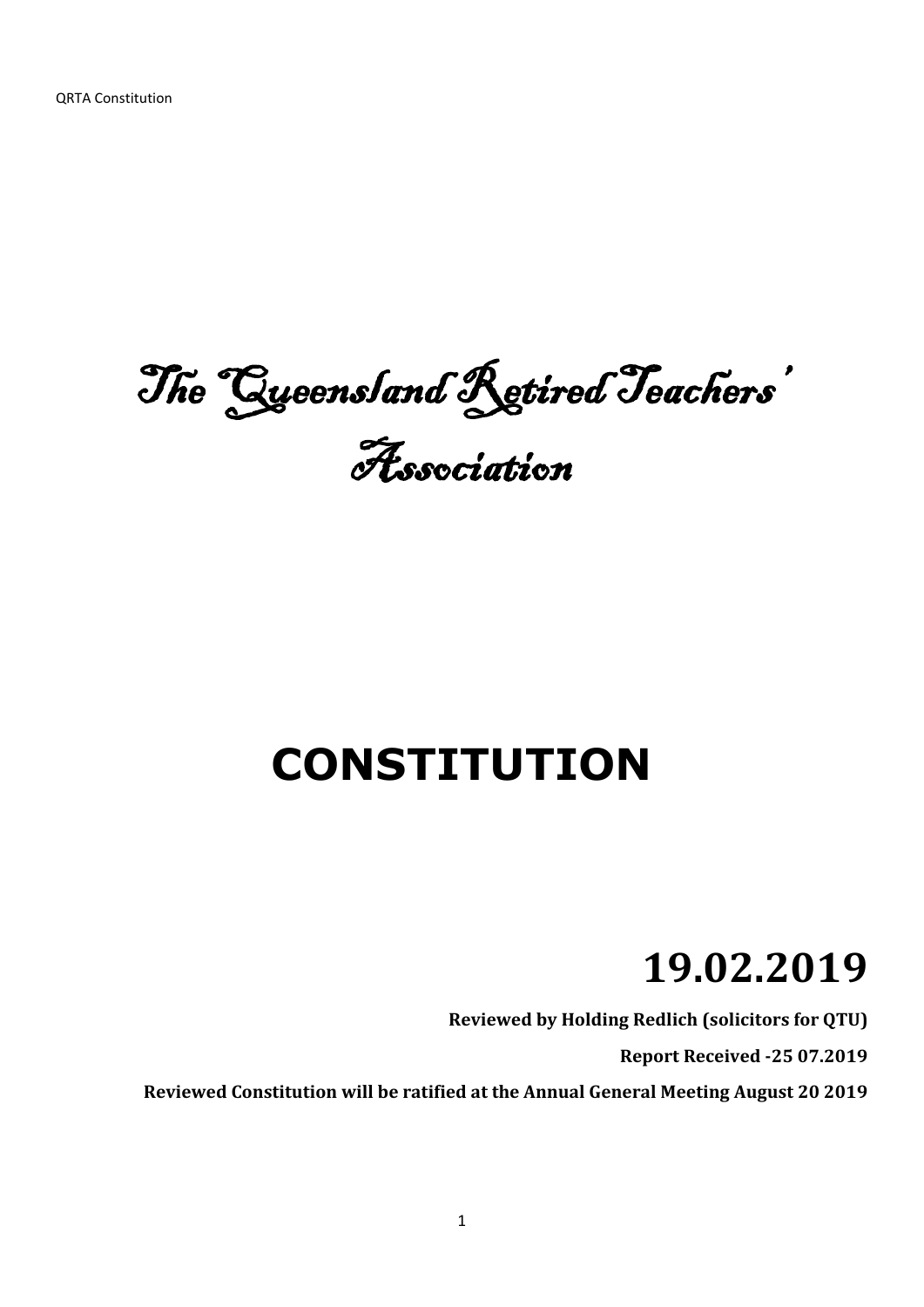# The Queensland Retired Teachers' Association

# CONSTITUTION

## 19.02.2019

**Reviewed by Holding Redlich (solicitors for QTU)**

**Report Received -25 07.2019**

**Reviewed Constitution will be ratified at the Annual General Meeting August 20 2019**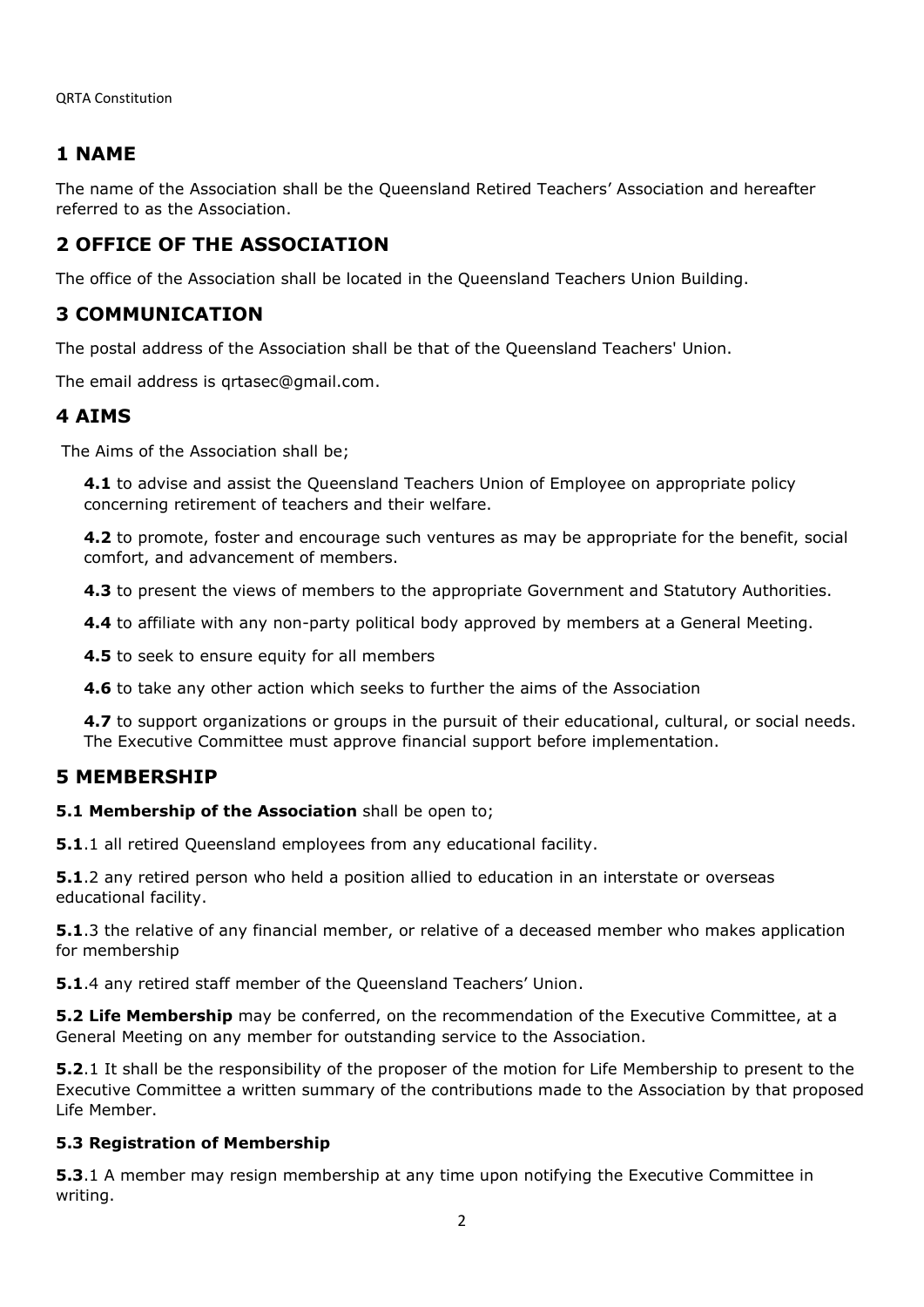# 1 NAME

The name of the Association shall be the Queensland Retired Teachers' Association and hereafter referred to as the Association.

# 2 OFFICE OF THE ASSOCIATION

The office of the Association shall be located in the Queensland Teachers Union Building.

# 3 COMMUNICATION

The postal address of the Association shall be that of the Queensland Teachers' Union.

The email address is qrtasec@gmail.com.

# 4 AIMS

The Aims of the Association shall be;

**4.1** to advise and assist the Queensland Teachers Union of Employee on appropriate policy concerning retirement of teachers and their welfare.

**4.2** to promote, foster and encourage such ventures as may be appropriate for the benefit, social comfort, and advancement of members.

**4.3** to present the views of members to the appropriate Government and Statutory Authorities.

**4.4** to affiliate with any non-party political body approved by members at a General Meeting.

**4.5** to seek to ensure equity for all members

**4.6** to take any other action which seeks to further the aims of the Association

**4.7** to support organizations or groups in the pursuit of their educational, cultural, or social needs. The Executive Committee must approve financial support before implementation.

# 5 MEMBERSHIP

**5.1 Membership of the Association** shall be open to;

**5.1**.1 all retired Queensland employees from any educational facility.

**5.1**.2 any retired person who held a position allied to education in an interstate or overseas educational facility.

**5.1**.3 the relative of any financial member, or relative of a deceased member who makes application for membership

**5.1**.4 any retired staff member of the Queensland Teachers' Union.

**5.2 Life Membership** may be conferred, on the recommendation of the Executive Committee, at a General Meeting on any member for outstanding service to the Association.

**5.2**.1 It shall be the responsibility of the proposer of the motion for Life Membership to present to the Executive Committee a written summary of the contributions made to the Association by that proposed Life Member.

### 5.3 Registration of Membership

**5.3**.1 A member may resign membership at any time upon notifying the Executive Committee in writing.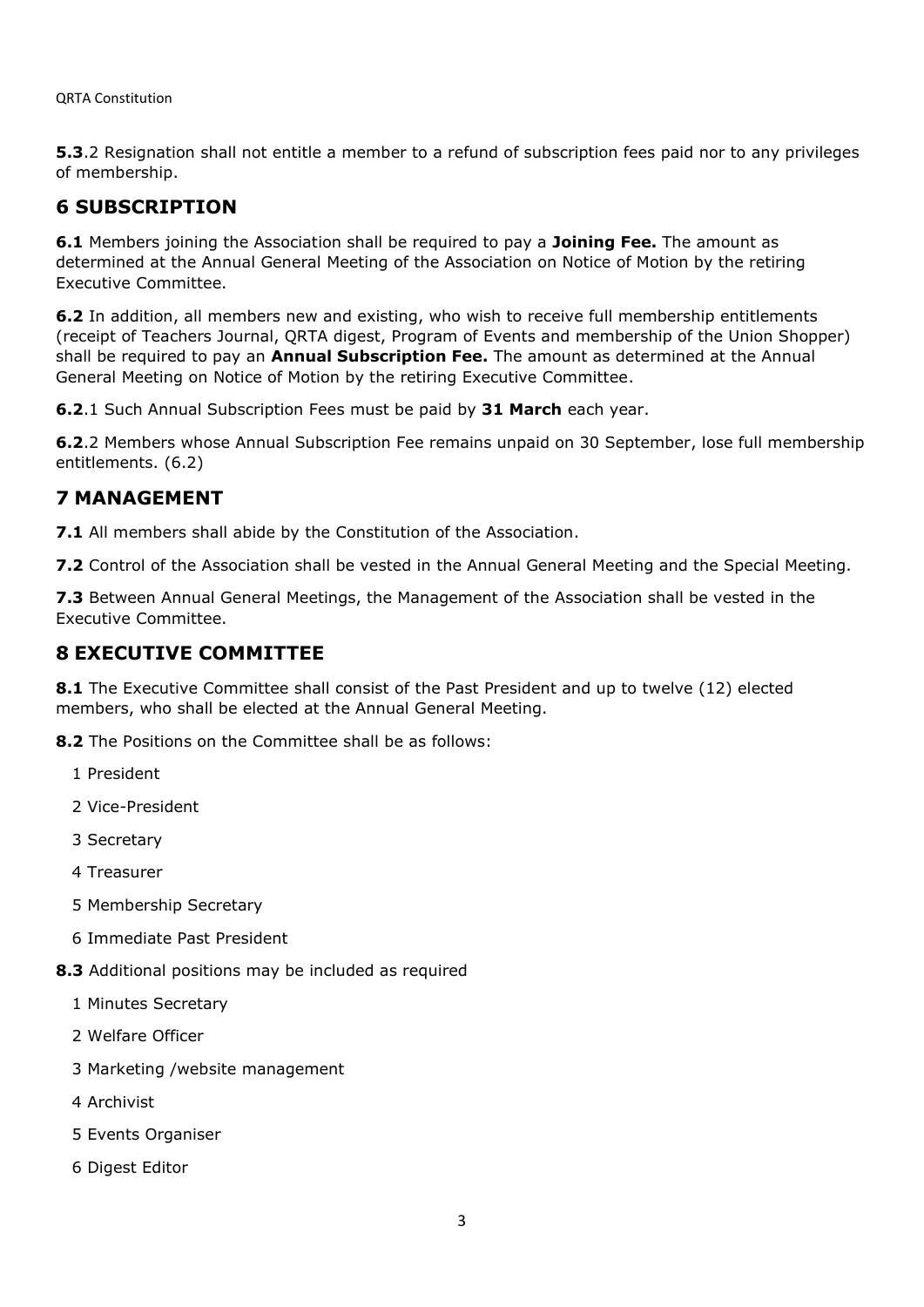**5.3**.2 Resignation shall not entitle a member to a refund of subscription fees paid nor to any privileges of membership.

## 6 SUBSCRIPTION

**6.1** Members joining the Association shall be required to pay a **Joining Fee.** The amount as determined at the Annual General Meeting of the Association on Notice of Motion by the retiring Executive Committee.

**6.2** In addition, all members new and existing, who wish to receive full membership entitlements (receipt of Teachers Journal, QRTA digest, Program of Events and membership of the Union Shopper) shall be required to pay an **Annual Subscription Fee.** The amount as determined at the Annual General Meeting on Notice of Motion by the retiring Executive Committee.

**6.2**.1 Such Annual Subscription Fees must be paid by **31 March** each year.

**6.2**.2 Members whose Annual Subscription Fee remains unpaid on 30 September, lose full membership entitlements. (6.2)

## 7 MANAGEMENT

**7.1** All members shall abide by the Constitution of the Association.

**7.2** Control of the Association shall be vested in the Annual General Meeting and the Special Meeting.

**7.3** Between Annual General Meetings, the Management of the Association shall be vested in the Executive Committee.

## 8 EXECUTIVE COMMITTEE

**8.1** The Executive Committee shall consist of the Past President and up to twelve (12) elected members, who shall be elected at the Annual General Meeting.

**8.2** The Positions on the Committee shall be as follows:

1 President

2 Vice-President

3 Secretary

4 Treasurer

5 Membership Secretary

6 Immediate Past President

**8.3** Additional positions may be included as required

1 Minutes Secretary

2 Welfare Officer

3 Marketing /website management

4 Archivist

5 Events Organiser

6 Digest Editor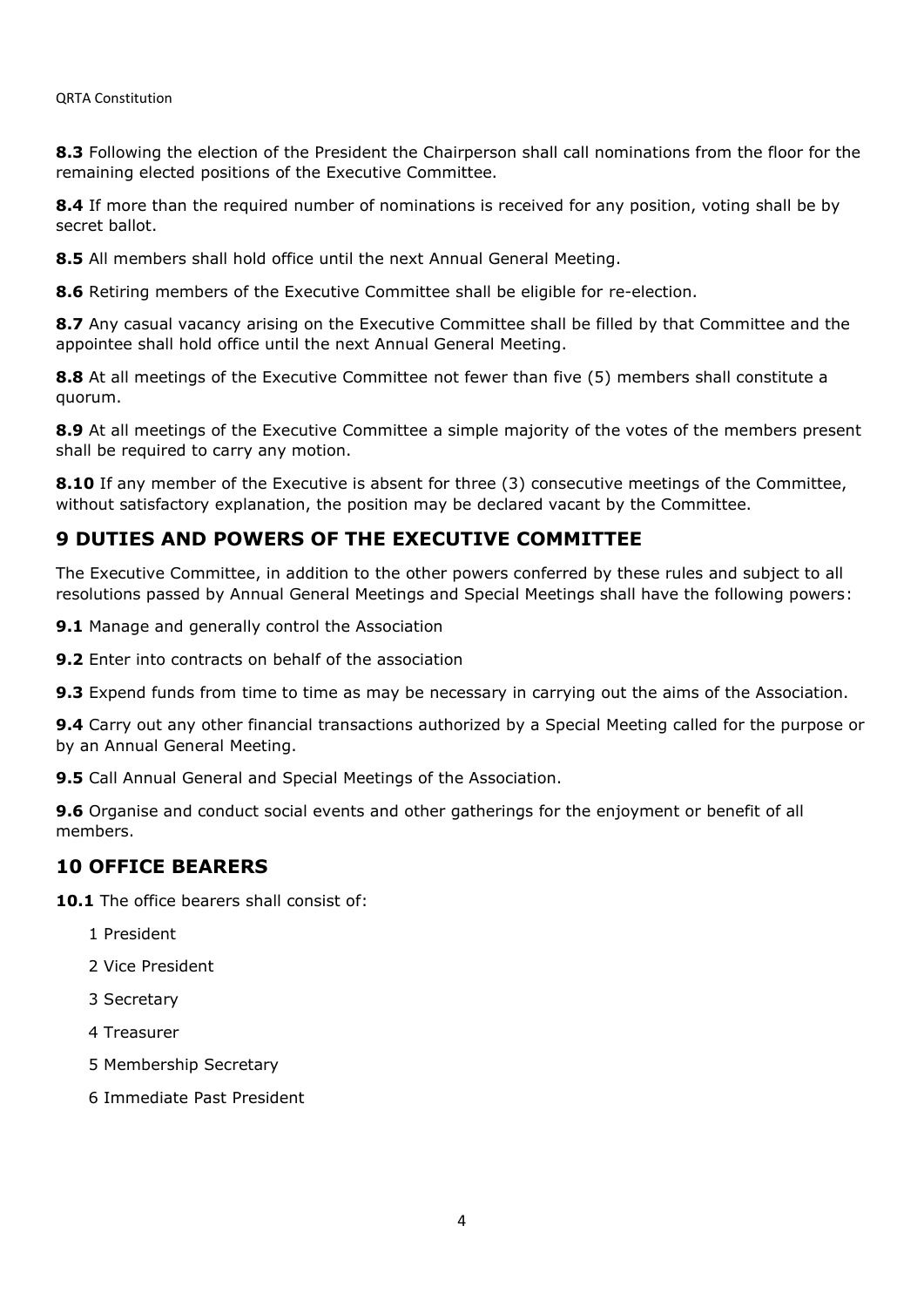**8.3** Following the election of the President the Chairperson shall call nominations from the floor for the remaining elected positions of the Executive Committee.

**8.4** If more than the required number of nominations is received for any position, voting shall be by secret ballot.

**8.5** All members shall hold office until the next Annual General Meeting.

**8.6** Retiring members of the Executive Committee shall be eligible for re-election.

**8.7** Any casual vacancy arising on the Executive Committee shall be filled by that Committee and the appointee shall hold office until the next Annual General Meeting.

**8.8** At all meetings of the Executive Committee not fewer than five (5) members shall constitute a quorum.

**8.9** At all meetings of the Executive Committee a simple majority of the votes of the members present shall be required to carry any motion.

**8.10** If any member of the Executive is absent for three (3) consecutive meetings of the Committee, without satisfactory explanation, the position may be declared vacant by the Committee.

## 9 DUTIES AND POWERS OF THE EXECUTIVE COMMITTEE

The Executive Committee, in addition to the other powers conferred by these rules and subject to all resolutions passed by Annual General Meetings and Special Meetings shall have the following powers:

**9.1** Manage and generally control the Association

**9.2** Enter into contracts on behalf of the association

**9.3** Expend funds from time to time as may be necessary in carrying out the aims of the Association.

**9.4** Carry out any other financial transactions authorized by a Special Meeting called for the purpose or by an Annual General Meeting.

**9.5** Call Annual General and Special Meetings of the Association.

**9.6** Organise and conduct social events and other gatherings for the enjoyment or benefit of all members.

## 10 OFFICE BEARERS

**10.1** The office bearers shall consist of:

1 President

2 Vice President

3 Secretary

4 Treasurer

5 Membership Secretary

6 Immediate Past President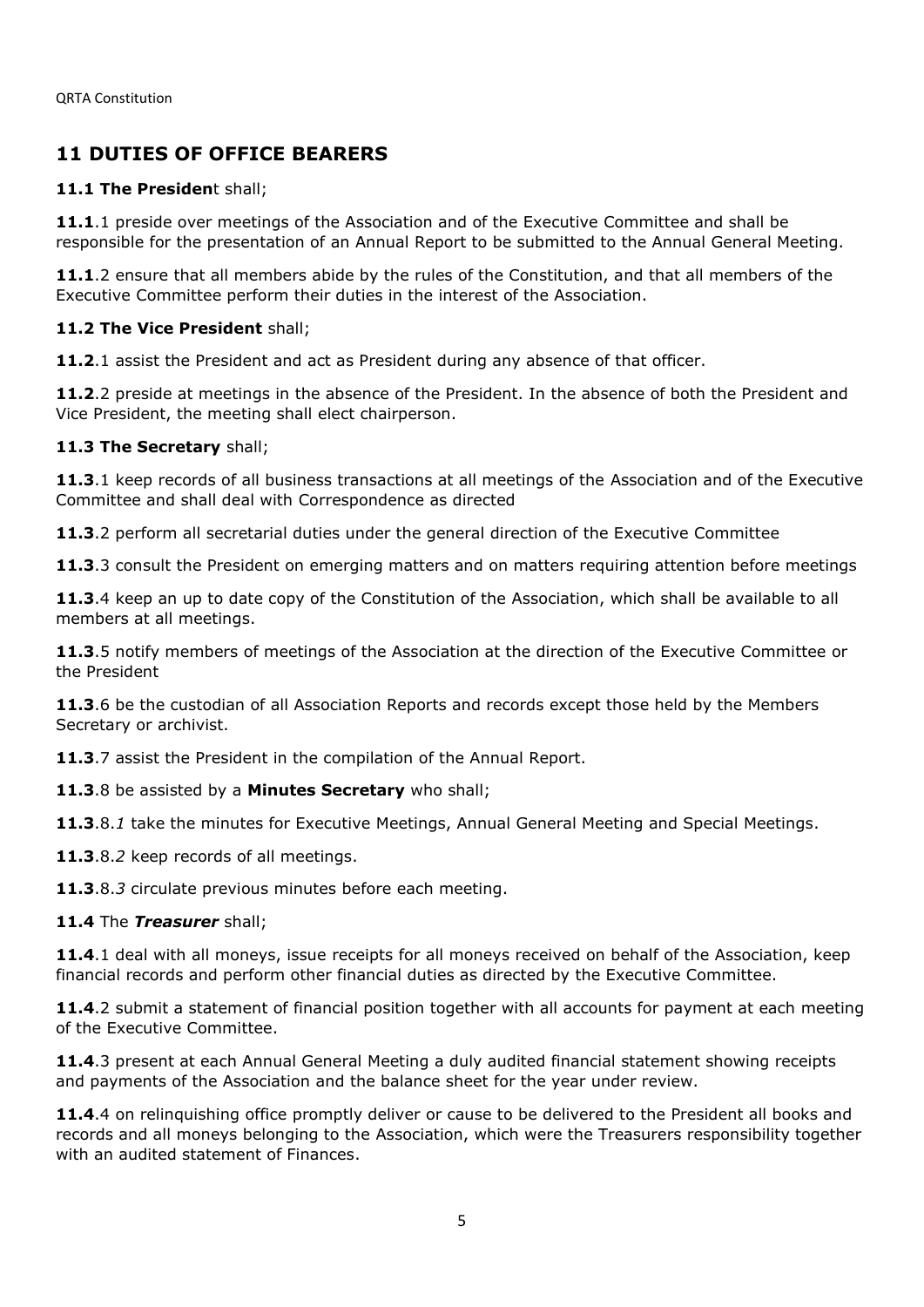## 11 DUTIES OF OFFICE BEARERS

**11.1 The Presiden**t shall;

**11.1**.1 preside over meetings of the Association and of the Executive Committee and shall be responsible for the presentation of an Annual Report to be submitted to the Annual General Meeting.

**11.1**.2 ensure that all members abide by the rules of the Constitution, and that all members of the Executive Committee perform their duties in the interest of the Association.

**11.2 The Vice President** shall;

**11.2**.1 assist the President and act as President during any absence of that officer.

**11.2**.2 preside at meetings in the absence of the President. In the absence of both the President and Vice President, the meeting shall elect chairperson.

**11.3 The Secretary** shall;

**11.3**.1 keep records of all business transactions at all meetings of the Association and of the Executive Committee and shall deal with Correspondence as directed

**11.3**.2 perform all secretarial duties under the general direction of the Executive Committee

**11.3**.3 consult the President on emerging matters and on matters requiring attention before meetings

**11.3**.4 keep an up to date copy of the Constitution of the Association, which shall be available to all members at all meetings.

**11.3**.5 notify members of meetings of the Association at the direction of the Executive Committee or the President

**11.3**.6 be the custodian of all Association Reports and records except those held by the Members Secretary or archivist.

**11.3**.7 assist the President in the compilation of the Annual Report.

**11.3**.8 be assisted by a **Minutes Secretary** who shall;

**11.3**.8.*1* take the minutes for Executive Meetings, Annual General Meeting and Special Meetings.

**11.3**.8.*2* keep records of all meetings.

**11.3**.8.*3* circulate previous minutes before each meeting.

**11.4** The ***Treasurer*** shall;

**11.4**.1 deal with all moneys, issue receipts for all moneys received on behalf of the Association, keep financial records and perform other financial duties as directed by the Executive Committee.

**11.4**.2 submit a statement of financial position together with all accounts for payment at each meeting of the Executive Committee.

**11.4**.3 present at each Annual General Meeting a duly audited financial statement showing receipts and payments of the Association and the balance sheet for the year under review.

**11.4**.4 on relinquishing office promptly deliver or cause to be delivered to the President all books and records and all moneys belonging to the Association, which were the Treasurers responsibility together with an audited statement of Finances.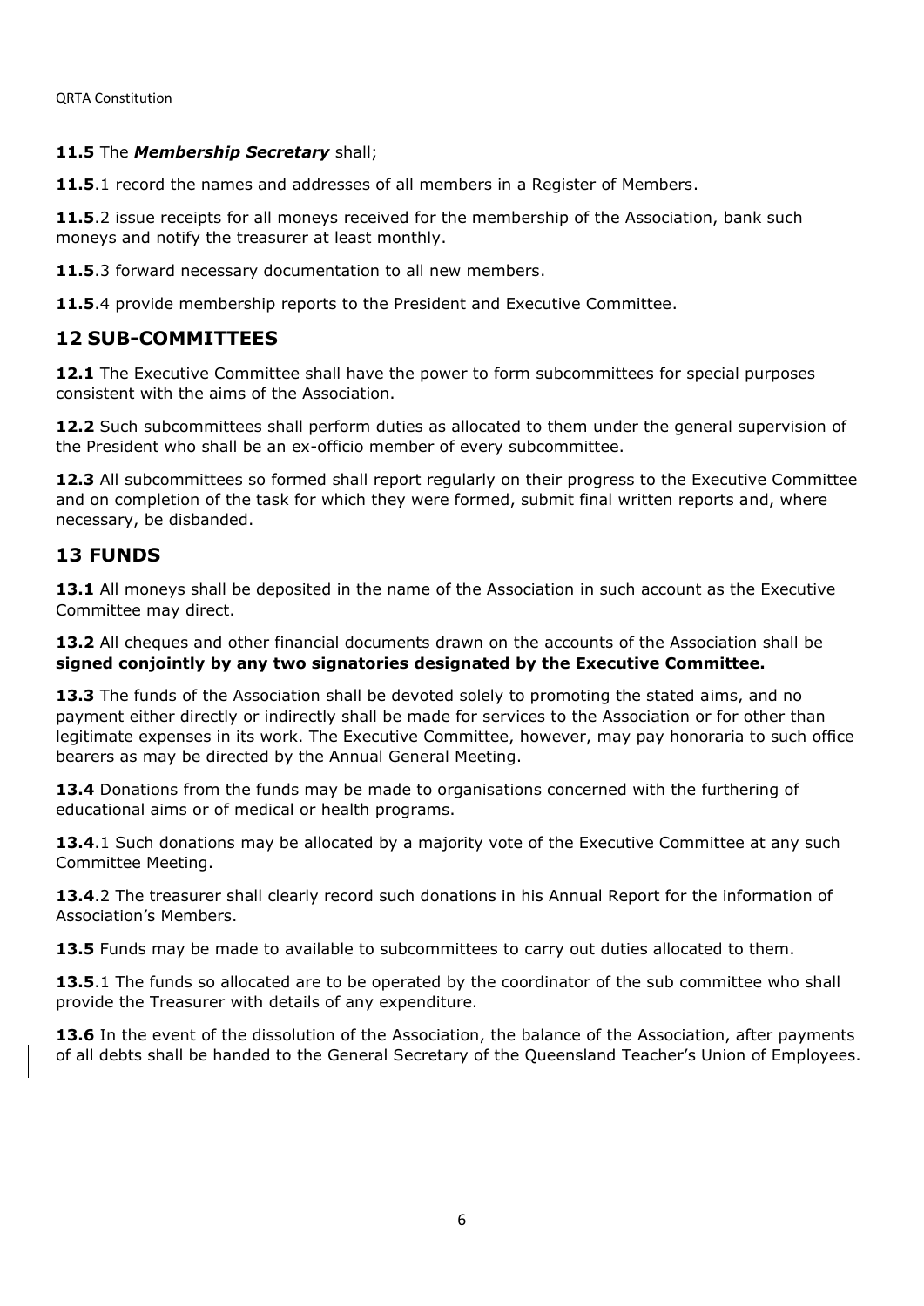**11.5** The ***Membership Secretary*** shall;

**11.5**.1 record the names and addresses of all members in a Register of Members.

**11.5**.2 issue receipts for all moneys received for the membership of the Association, bank such moneys and notify the treasurer at least monthly.

**11.5**.3 forward necessary documentation to all new members.

**11.5**.4 provide membership reports to the President and Executive Committee.

## 12 SUB-COMMITTEES

**12.1** The Executive Committee shall have the power to form subcommittees for special purposes consistent with the aims of the Association.

**12.2** Such subcommittees shall perform duties as allocated to them under the general supervision of the President who shall be an ex-officio member of every subcommittee.

**12.3** All subcommittees so formed shall report regularly on their progress to the Executive Committee and on completion of the task for which they were formed, submit final written reports and, where necessary, be disbanded.

## 13 FUNDS

**13.1** All moneys shall be deposited in the name of the Association in such account as the Executive Committee may direct.

**13.2** All cheques and other financial documents drawn on the accounts of the Association shall be **signed conjointly by any two signatories designated by the Executive Committee.**

**13.3** The funds of the Association shall be devoted solely to promoting the stated aims, and no payment either directly or indirectly shall be made for services to the Association or for other than legitimate expenses in its work. The Executive Committee, however, may pay honoraria to such office bearers as may be directed by the Annual General Meeting.

**13.4** Donations from the funds may be made to organisations concerned with the furthering of educational aims or of medical or health programs.

**13.4**.1 Such donations may be allocated by a majority vote of the Executive Committee at any such Committee Meeting.

**13.4**.2 The treasurer shall clearly record such donations in his Annual Report for the information of Association's Members.

**13.5** Funds may be made to available to subcommittees to carry out duties allocated to them.

**13.5**.1 The funds so allocated are to be operated by the coordinator of the sub committee who shall provide the Treasurer with details of any expenditure.

**13.6** In the event of the dissolution of the Association, the balance of the Association, after payments of all debts shall be handed to the General Secretary of the Queensland Teacher's Union of Employees.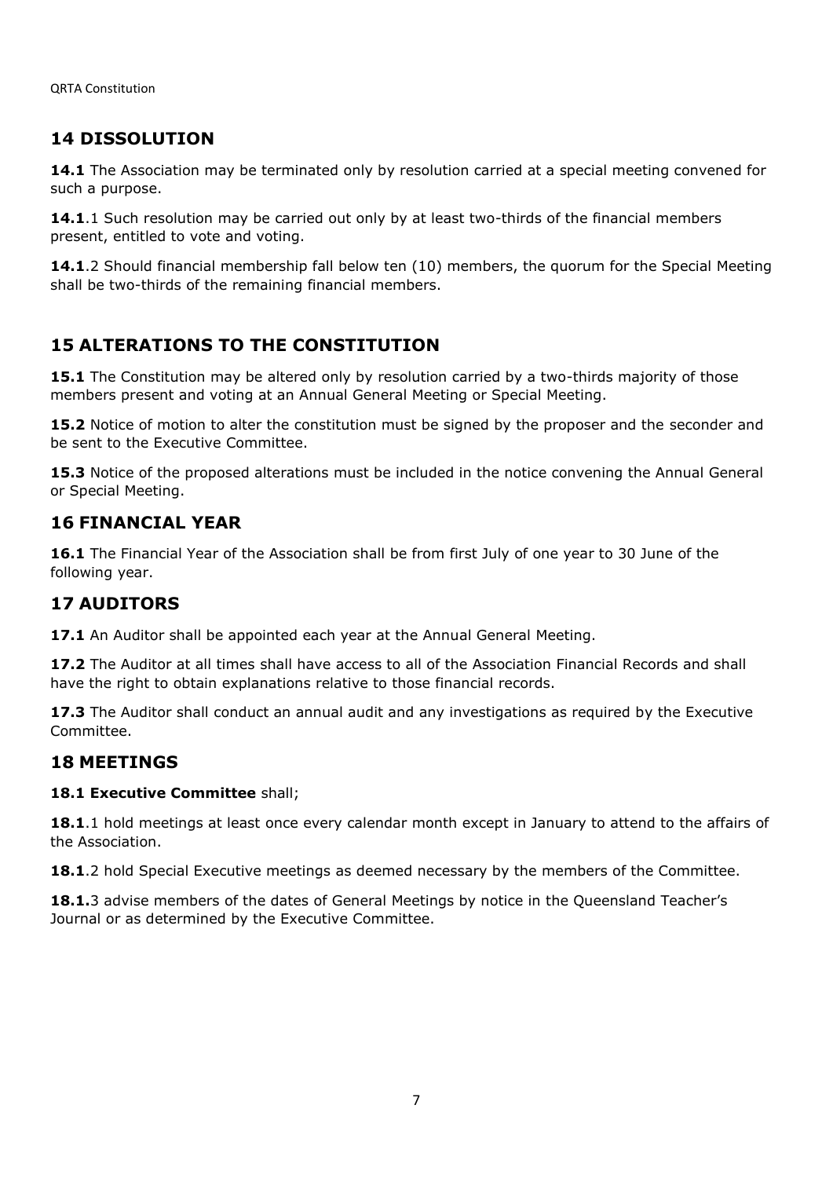## 14 DISSOLUTION

**14.1** The Association may be terminated only by resolution carried at a special meeting convened for such a purpose.

**14.1**.1 Such resolution may be carried out only by at least two-thirds of the financial members present, entitled to vote and voting.

**14.1**.2 Should financial membership fall below ten (10) members, the quorum for the Special Meeting shall be two-thirds of the remaining financial members.

## 15 ALTERATIONS TO THE CONSTITUTION

**15.1** The Constitution may be altered only by resolution carried by a two-thirds majority of those members present and voting at an Annual General Meeting or Special Meeting.

**15.2** Notice of motion to alter the constitution must be signed by the proposer and the seconder and be sent to the Executive Committee.

**15.3** Notice of the proposed alterations must be included in the notice convening the Annual General or Special Meeting.

## 16 FINANCIAL YEAR

**16.1** The Financial Year of the Association shall be from first July of one year to 30 June of the following year.

## 17 AUDITORS

**17.1** An Auditor shall be appointed each year at the Annual General Meeting.

**17.2** The Auditor at all times shall have access to all of the Association Financial Records and shall have the right to obtain explanations relative to those financial records.

**17.3** The Auditor shall conduct an annual audit and any investigations as required by the Executive Committee.

## 18 MEETINGS

**18.1 Executive Committee** shall;

**18.1**.1 hold meetings at least once every calendar month except in January to attend to the affairs of the Association.

**18.1**.2 hold Special Executive meetings as deemed necessary by the members of the Committee.

**18.1.**3 advise members of the dates of General Meetings by notice in the Queensland Teacher's Journal or as determined by the Executive Committee.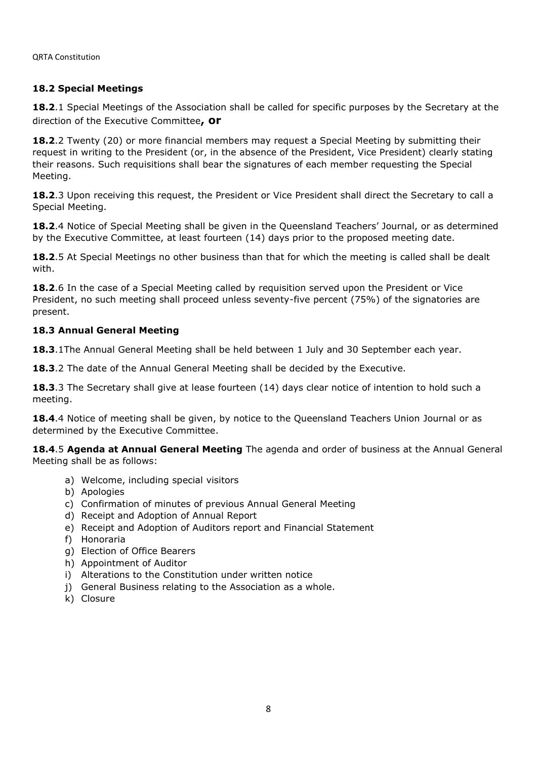### 18.2 Special Meetings

**18.2**.1 Special Meetings of the Association shall be called for specific purposes by the Secretary at the direction of the Executive Committee**, or**

**18.2**.2 Twenty (20) or more financial members may request a Special Meeting by submitting their request in writing to the President (or, in the absence of the President, Vice President) clearly stating their reasons. Such requisitions shall bear the signatures of each member requesting the Special Meeting.

**18.2**.3 Upon receiving this request, the President or Vice President shall direct the Secretary to call a Special Meeting.

**18.2**.4 Notice of Special Meeting shall be given in the Queensland Teachers' Journal, or as determined by the Executive Committee, at least fourteen (14) days prior to the proposed meeting date.

**18.2**.5 At Special Meetings no other business than that for which the meeting is called shall be dealt with.

**18.2**.6 In the case of a Special Meeting called by requisition served upon the President or Vice President, no such meeting shall proceed unless seventy-five percent (75%) of the signatories are present.

### 18.3 Annual General Meeting

**18.3**.1The Annual General Meeting shall be held between 1 July and 30 September each year.

**18.3**.2 The date of the Annual General Meeting shall be decided by the Executive.

**18.3**.3 The Secretary shall give at lease fourteen (14) days clear notice of intention to hold such a meeting.

**18.4**.4 Notice of meeting shall be given, by notice to the Queensland Teachers Union Journal or as determined by the Executive Committee.

**18.4**.5 **Agenda at Annual General Meeting** The agenda and order of business at the Annual General Meeting shall be as follows:

a) Welcome, including special visitors
b) Apologies
c) Confirmation of minutes of previous Annual General Meeting
d) Receipt and Adoption of Annual Report
e) Receipt and Adoption of Auditors report and Financial Statement
f) Honoraria
g) Election of Office Bearers
h) Appointment of Auditor
i) Alterations to the Constitution under written notice
j) General Business relating to the Association as a whole.
k) Closure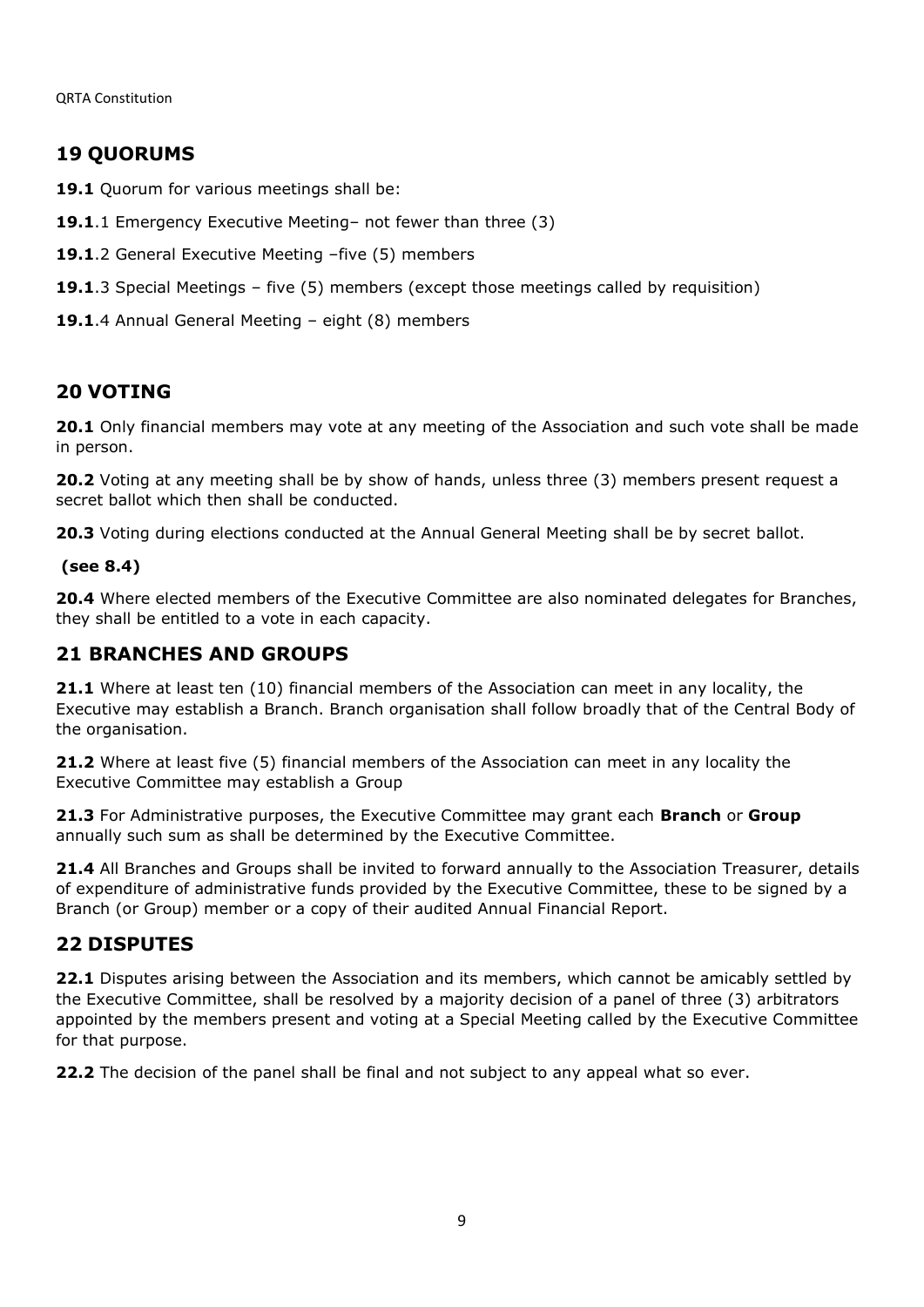## 19 QUORUMS

**19.1** Quorum for various meetings shall be:

**19.1**.1 Emergency Executive Meeting– not fewer than three (3)

**19.1**.2 General Executive Meeting –five (5) members

**19.1**.3 Special Meetings – five (5) members (except those meetings called by requisition)

**19.1**.4 Annual General Meeting – eight (8) members

## 20 VOTING

**20.1** Only financial members may vote at any meeting of the Association and such vote shall be made in person.

**20.2** Voting at any meeting shall be by show of hands, unless three (3) members present request a secret ballot which then shall be conducted.

**20.3** Voting during elections conducted at the Annual General Meeting shall be by secret ballot.

**(see 8.4)**

**20.4** Where elected members of the Executive Committee are also nominated delegates for Branches, they shall be entitled to a vote in each capacity.

## 21 BRANCHES AND GROUPS

**21.1** Where at least ten (10) financial members of the Association can meet in any locality, the Executive may establish a Branch. Branch organisation shall follow broadly that of the Central Body of the organisation.

**21.2** Where at least five (5) financial members of the Association can meet in any locality the Executive Committee may establish a Group

**21.3** For Administrative purposes, the Executive Committee may grant each **Branch** or **Group** annually such sum as shall be determined by the Executive Committee.

**21.4** All Branches and Groups shall be invited to forward annually to the Association Treasurer, details of expenditure of administrative funds provided by the Executive Committee, these to be signed by a Branch (or Group) member or a copy of their audited Annual Financial Report.

## 22 DISPUTES

**22.1** Disputes arising between the Association and its members, which cannot be amicably settled by the Executive Committee, shall be resolved by a majority decision of a panel of three (3) arbitrators appointed by the members present and voting at a Special Meeting called by the Executive Committee for that purpose.

**22.2** The decision of the panel shall be final and not subject to any appeal what so ever.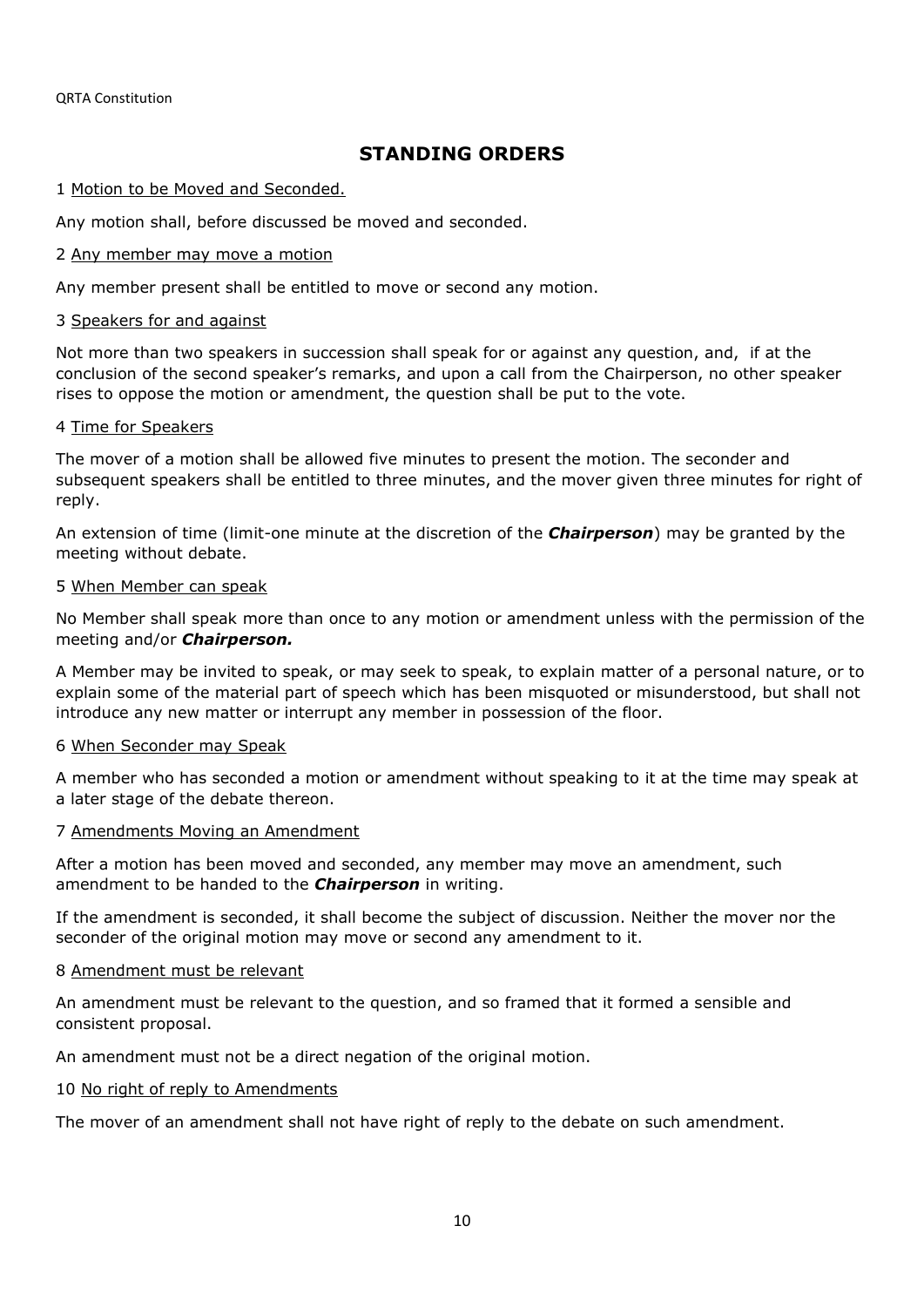## STANDING ORDERS

1 Motion to be Moved and Seconded.

Any motion shall, before discussed be moved and seconded.

2 Any member may move a motion

Any member present shall be entitled to move or second any motion.

3 Speakers for and against

Not more than two speakers in succession shall speak for or against any question, and, if at the conclusion of the second speaker's remarks, and upon a call from the Chairperson, no other speaker rises to oppose the motion or amendment, the question shall be put to the vote.

4 Time for Speakers

The mover of a motion shall be allowed five minutes to present the motion. The seconder and subsequent speakers shall be entitled to three minutes, and the mover given three minutes for right of reply.

An extension of time (limit-one minute at the discretion of the ***Chairperson***) may be granted by the meeting without debate.

5 When Member can speak

No Member shall speak more than once to any motion or amendment unless with the permission of the meeting and/or ***Chairperson.***

A Member may be invited to speak, or may seek to speak, to explain matter of a personal nature, or to explain some of the material part of speech which has been misquoted or misunderstood, but shall not introduce any new matter or interrupt any member in possession of the floor.

6 When Seconder may Speak

A member who has seconded a motion or amendment without speaking to it at the time may speak at a later stage of the debate thereon.

7 Amendments Moving an Amendment

After a motion has been moved and seconded, any member may move an amendment, such amendment to be handed to the ***Chairperson*** in writing.

If the amendment is seconded, it shall become the subject of discussion. Neither the mover nor the seconder of the original motion may move or second any amendment to it.

8 Amendment must be relevant

An amendment must be relevant to the question, and so framed that it formed a sensible and consistent proposal.

An amendment must not be a direct negation of the original motion.

10 No right of reply to Amendments

The mover of an amendment shall not have right of reply to the debate on such amendment.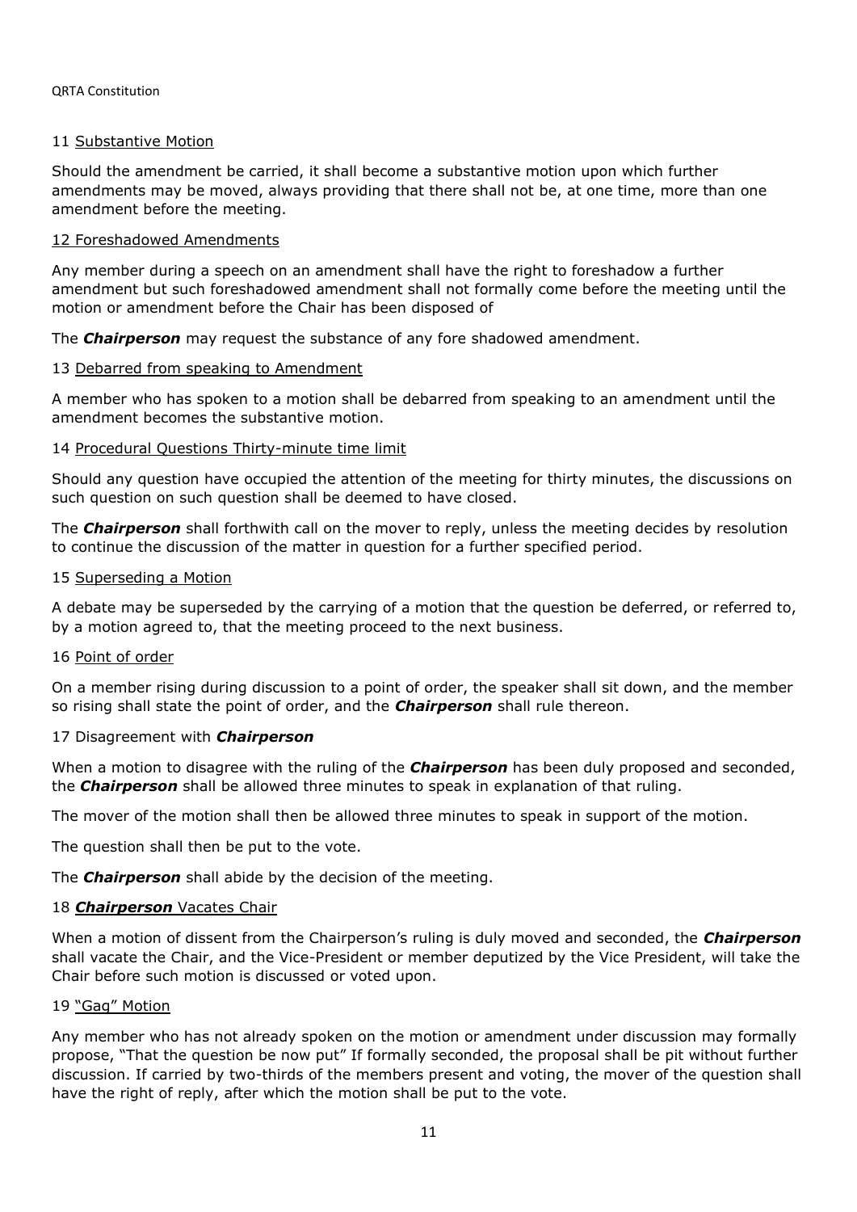11 Substantive Motion

Should the amendment be carried, it shall become a substantive motion upon which further amendments may be moved, always providing that there shall not be, at one time, more than one amendment before the meeting.

12 Foreshadowed Amendments

Any member during a speech on an amendment shall have the right to foreshadow a further amendment but such foreshadowed amendment shall not formally come before the meeting until the motion or amendment before the Chair has been disposed of

The ***Chairperson*** may request the substance of any fore shadowed amendment.

13 Debarred from speaking to Amendment

A member who has spoken to a motion shall be debarred from speaking to an amendment until the amendment becomes the substantive motion.

14 Procedural Questions Thirty-minute time limit

Should any question have occupied the attention of the meeting for thirty minutes, the discussions on such question on such question shall be deemed to have closed.

The ***Chairperson*** shall forthwith call on the mover to reply, unless the meeting decides by resolution to continue the discussion of the matter in question for a further specified period.

15 Superseding a Motion

A debate may be superseded by the carrying of a motion that the question be deferred, or referred to, by a motion agreed to, that the meeting proceed to the next business.

16 Point of order

On a member rising during discussion to a point of order, the speaker shall sit down, and the member so rising shall state the point of order, and the ***Chairperson*** shall rule thereon.

17 Disagreement with ***Chairperson***

When a motion to disagree with the ruling of the ***Chairperson*** has been duly proposed and seconded, the ***Chairperson*** shall be allowed three minutes to speak in explanation of that ruling.

The mover of the motion shall then be allowed three minutes to speak in support of the motion.

The question shall then be put to the vote.

The ***Chairperson*** shall abide by the decision of the meeting.

18 ***Chairperson*** Vacates Chair

When a motion of dissent from the Chairperson's ruling is duly moved and seconded, the ***Chairperson*** shall vacate the Chair, and the Vice-President or member deputized by the Vice President, will take the Chair before such motion is discussed or voted upon.

19 "Gag" Motion

Any member who has not already spoken on the motion or amendment under discussion may formally propose, "That the question be now put" If formally seconded, the proposal shall be pit without further discussion. If carried by two-thirds of the members present and voting, the mover of the question shall have the right of reply, after which the motion shall be put to the vote.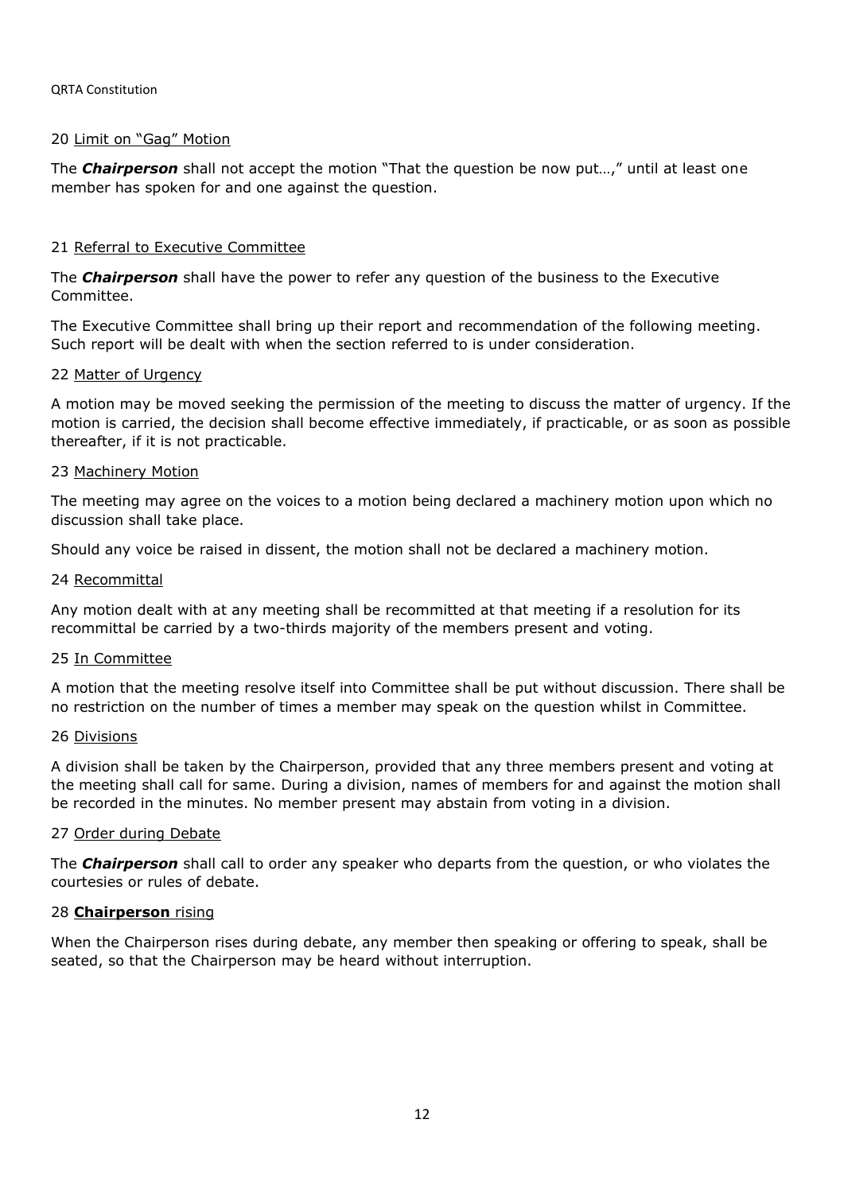20 Limit on "Gag" Motion

The ***Chairperson*** shall not accept the motion "That the question be now put…," until at least one member has spoken for and one against the question.

21 Referral to Executive Committee

The ***Chairperson*** shall have the power to refer any question of the business to the Executive Committee.

The Executive Committee shall bring up their report and recommendation of the following meeting. Such report will be dealt with when the section referred to is under consideration.

22 Matter of Urgency

A motion may be moved seeking the permission of the meeting to discuss the matter of urgency. If the motion is carried, the decision shall become effective immediately, if practicable, or as soon as possible thereafter, if it is not practicable.

23 Machinery Motion

The meeting may agree on the voices to a motion being declared a machinery motion upon which no discussion shall take place.

Should any voice be raised in dissent, the motion shall not be declared a machinery motion.

24 Recommittal

Any motion dealt with at any meeting shall be recommitted at that meeting if a resolution for its recommittal be carried by a two-thirds majority of the members present and voting.

25 In Committee

A motion that the meeting resolve itself into Committee shall be put without discussion. There shall be no restriction on the number of times a member may speak on the question whilst in Committee.

26 Divisions

A division shall be taken by the Chairperson, provided that any three members present and voting at the meeting shall call for same. During a division, names of members for and against the motion shall be recorded in the minutes. No member present may abstain from voting in a division.

27 Order during Debate

The ***Chairperson*** shall call to order any speaker who departs from the question, or who violates the courtesies or rules of debate.

28 **Chairperson** rising

When the Chairperson rises during debate, any member then speaking or offering to speak, shall be seated, so that the Chairperson may be heard without interruption.